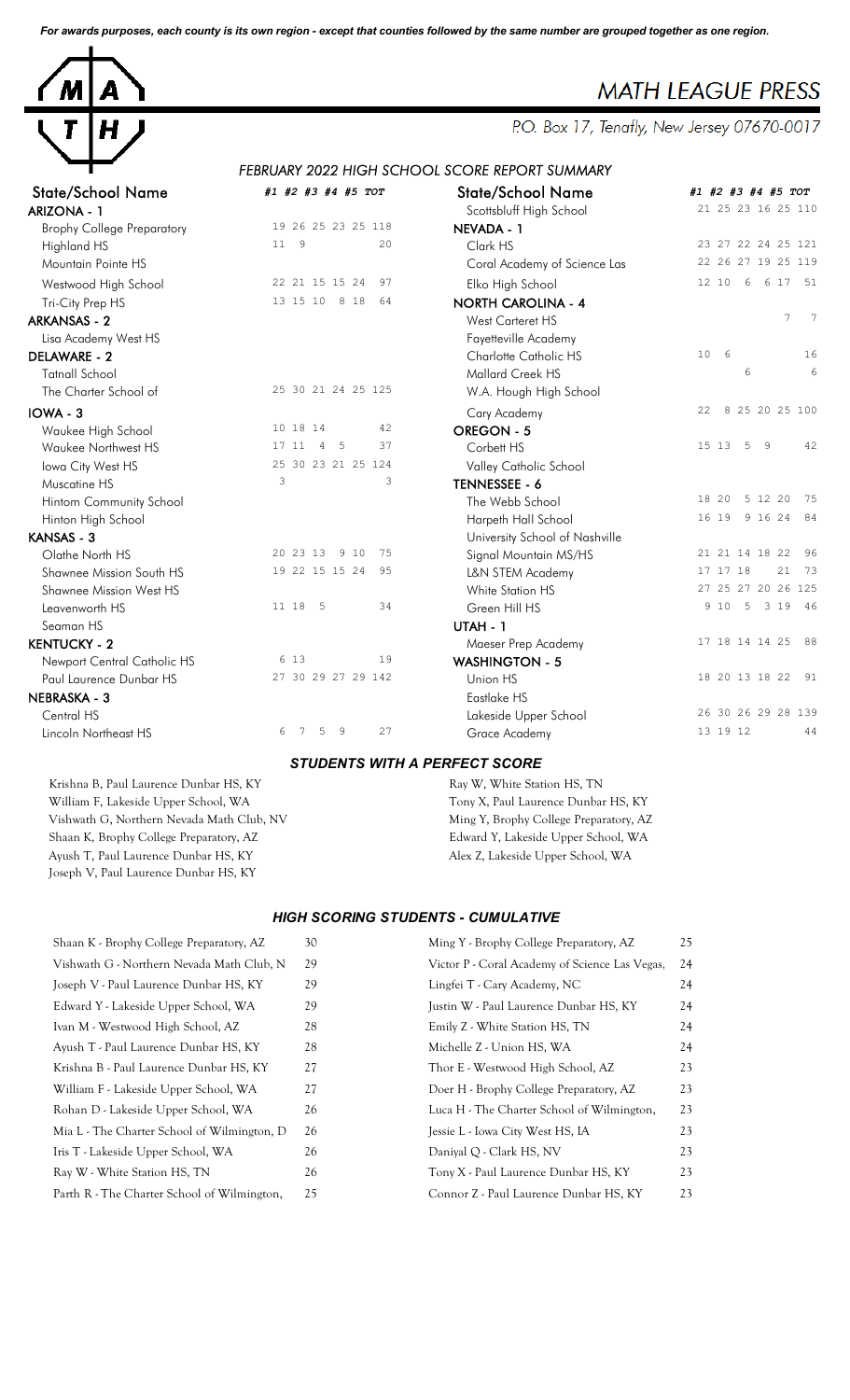*For awards purposes, each county is its own region - except that counties followed by the same number are grouped together as one region.*

# MATH LEAGUE PRESS

P.O. Box 17, Tenafly, New Jersey 07670-0017

## FEBRUARY 2022 HIGH SCHOOL SCORE REPORT SUMMARY

| State/School Name | #1 | #2 | #3 | #4 | #5 | TOT |
|---|---|---|---|---|---|---|
| **ARIZONA - 1** | | | | | | |
| Brophy College Preparatory | 19 | 26 | 25 | 23 | 25 | 118 |
| Highland HS | 11 | 9 | | | | 20 |
| Mountain Pointe HS | | | | | | |
| Westwood High School | 22 | 21 | 15 | 15 | 24 | 97 |
| Tri-City Prep HS | 13 | 15 | 10 | 8 | 18 | 64 |
| **ARKANSAS - 2** | | | | | | |
| Lisa Academy West HS | | | | | | |
| **DELAWARE - 2** | | | | | | |
| Tatnall School | | | | | | |
| The Charter School of | 25 | 30 | 21 | 24 | 25 | 125 |
| **IOWA - 3** | | | | | | |
| Waukee High School | 10 | 18 | 14 | | | 42 |
| Waukee Northwest HS | 17 | 11 | 4 | 5 | | 37 |
| Iowa City West HS | 25 | 30 | 23 | 21 | 25 | 124 |
| Muscatine HS | 3 | | | | | 3 |
| Hintom Community School | | | | | | |
| Hinton High School | | | | | | |
| **KANSAS - 3** | | | | | | |
| Olathe North HS | 20 | 23 | 13 | 9 | 10 | 75 |
| Shawnee Mission South HS | 19 | 22 | 15 | 15 | 24 | 95 |
| Shawnee Mission West HS | | | | | | |
| Leavenworth HS | 11 | 18 | 5 | | | 34 |
| Seaman HS | | | | | | |
| **KENTUCKY - 2** | | | | | | |
| Newport Central Catholic HS | 6 | 13 | | | | 19 |
| Paul Laurence Dunbar HS | 27 | 30 | 29 | 27 | 29 | 142 |
| **NEBRASKA - 3** | | | | | | |
| Central HS | | | | | | |
| Lincoln Northeast HS | 6 | 7 | 5 | 9 | | 27 |
| Scottsbluff High School | 21 | 25 | 23 | 16 | 25 | 110 |
| **NEVADA - 1** | | | | | | |
| Clark HS | 23 | 27 | 22 | 24 | 25 | 121 |
| Coral Academy of Science Las | 22 | 26 | 27 | 19 | 25 | 119 |
| Elko High School | 12 | 10 | 6 | 6 | 17 | 51 |
| **NORTH CAROLINA - 4** | | | | | | |
| West Carteret HS | | | | | 7 | 7 |
| Fayetteville Academy | | | | | | |
| Charlotte Catholic HS | 10 | 6 | | | | 16 |
| Mallard Creek HS | | | 6 | | | 6 |
| W.A. Hough High School | | | | | | |
| Cary Academy | 22 | 8 | 25 | 20 | 25 | 100 |
| **OREGON - 5** | | | | | | |
| Corbett HS | 15 | 13 | 5 | 9 | | 42 |
| Valley Catholic School | | | | | | |
| **TENNESSEE - 6** | | | | | | |
| The Webb School | 18 | 20 | 5 | 12 | 20 | 75 |
| Harpeth Hall School | 16 | 19 | 9 | 16 | 24 | 84 |
| University School of Nashville | | | | | | |
| Signal Mountain MS/HS | 21 | 21 | 14 | 18 | 22 | 96 |
| L&N STEM Academy | 17 | 17 | 18 | | 21 | 73 |
| White Station HS | 27 | 25 | 27 | 20 | 26 | 125 |
| Green Hill HS | 9 | 10 | 5 | 3 | 19 | 46 |
| **UTAH - 1** | | | | | | |
| Maeser Prep Academy | 17 | 18 | 14 | 14 | 25 | 88 |
| **WASHINGTON - 5** | | | | | | |
| Union HS | 18 | 20 | 13 | 18 | 22 | 91 |
| Eastlake HS | | | | | | |
| Lakeside Upper School | 26 | 30 | 26 | 29 | 28 | 139 |
| Grace Academy | 13 | 19 | 12 | | | 44 |

### *STUDENTS WITH A PERFECT SCORE*

Krishna B, Paul Laurence Dunbar HS, KY
William F, Lakeside Upper School, WA
Vishwath G, Northern Nevada Math Club, NV
Shaan K, Brophy College Preparatory, AZ
Ayush T, Paul Laurence Dunbar HS, KY
Joseph V, Paul Laurence Dunbar HS, KY
Ray W, White Station HS, TN
Tony X, Paul Laurence Dunbar HS, KY
Ming Y, Brophy College Preparatory, AZ
Edward Y, Lakeside Upper School, WA
Alex Z, Lakeside Upper School, WA

### *HIGH SCORING STUDENTS - CUMULATIVE*

| Student | Score |
|---|---|
| Shaan K - Brophy College Preparatory, AZ | 30 |
| Vishwath G - Northern Nevada Math Club, N | 29 |
| Joseph V - Paul Laurence Dunbar HS, KY | 29 |
| Edward Y - Lakeside Upper School, WA | 29 |
| Ivan M - Westwood High School, AZ | 28 |
| Ayush T - Paul Laurence Dunbar HS, KY | 28 |
| Krishna B - Paul Laurence Dunbar HS, KY | 27 |
| William F - Lakeside Upper School, WA | 27 |
| Rohan D - Lakeside Upper School, WA | 26 |
| Mia L - The Charter School of Wilmington, D | 26 |
| Iris T - Lakeside Upper School, WA | 26 |
| Ray W - White Station HS, TN | 26 |
| Parth R - The Charter School of Wilmington, | 25 |
| Ming Y - Brophy College Preparatory, AZ | 25 |
| Victor P - Coral Academy of Science Las Vegas, | 24 |
| Lingfei T - Cary Academy, NC | 24 |
| Justin W - Paul Laurence Dunbar HS, KY | 24 |
| Emily Z - White Station HS, TN | 24 |
| Michelle Z - Union HS, WA | 24 |
| Thor E - Westwood High School, AZ | 23 |
| Doer H - Brophy College Preparatory, AZ | 23 |
| Luca H - The Charter School of Wilmington, | 23 |
| Jessie L - Iowa City West HS, IA | 23 |
| Daniyal Q - Clark HS, NV | 23 |
| Tony X - Paul Laurence Dunbar HS, KY | 23 |
| Connor Z - Paul Laurence Dunbar HS, KY | 23 |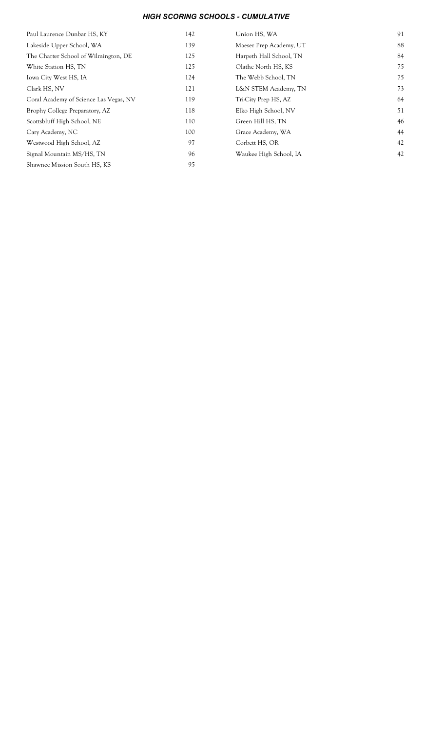### *HIGH SCORING SCHOOLS - CUMULATIVE*

| | |
|---|---|
| Paul Laurence Dunbar HS, KY | 142 |
| Lakeside Upper School, WA | 139 |
| The Charter School of Wilmington, DE | 125 |
| White Station HS, TN | 125 |
| Iowa City West HS, IA | 124 |
| Clark HS, NV | 121 |
| Coral Academy of Science Las Vegas, NV | 119 |
| Brophy College Preparatory, AZ | 118 |
| Scottsbluff High School, NE | 110 |
| Cary Academy, NC | 100 |
| Westwood High School, AZ | 97 |
| Signal Mountain MS/HS, TN | 96 |
| Shawnee Mission South HS, KS | 95 |
| Union HS, WA | 91 |
| Maeser Prep Academy, UT | 88 |
| Harpeth Hall School, TN | 84 |
| Olathe North HS, KS | 75 |
| The Webb School, TN | 75 |
| L&N STEM Academy, TN | 73 |
| Tri-City Prep HS, AZ | 64 |
| Elko High School, NV | 51 |
| Green Hill HS, TN | 46 |
| Grace Academy, WA | 44 |
| Corbett HS, OR | 42 |
| Waukee High School, IA | 42 |